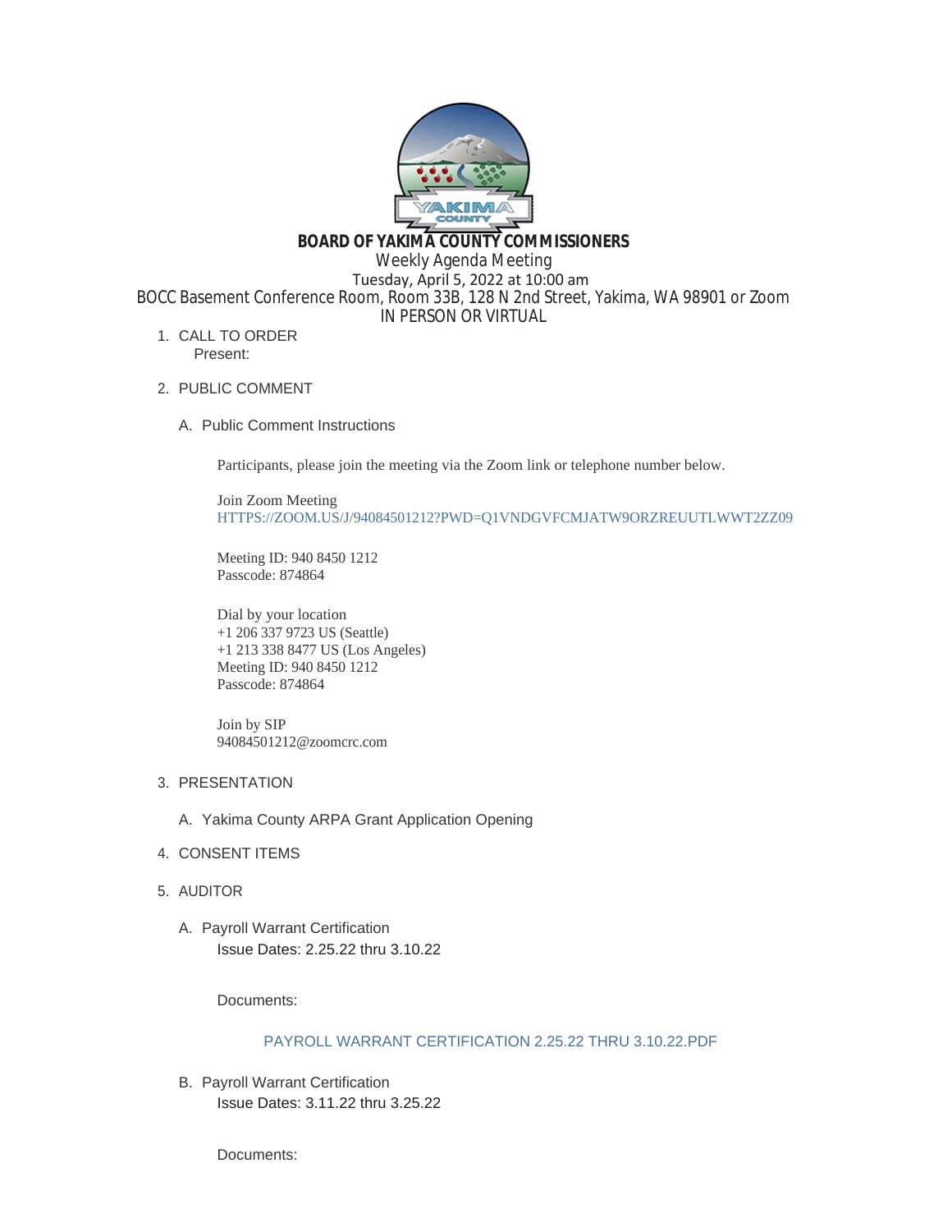# BOARD OF YAKIMA COUNTY COMMISSIONERS

Weekly Agenda Meeting

Tuesday, April 5, 2022 at 10:00 am

BOCC Basement Conference Room, Room 33B, 128 N 2nd Street, Yakima, WA 98901 or Zoom

IN PERSON OR VIRTUAL

1. CALL TO ORDER

   Present:

2. PUBLIC COMMENT

   A. Public Comment Instructions

      Participants, please join the meeting via the Zoom link or telephone number below.

      Join Zoom Meeting
      HTTPS://ZOOM.US/J/94084501212?PWD=Q1VNDGVFCMJATW9ORZREUUTLWWT2ZZ09

      Meeting ID: 940 8450 1212
      Passcode: 874864

      Dial by your location
      +1 206 337 9723 US (Seattle)
      +1 213 338 8477 US (Los Angeles)
      Meeting ID: 940 8450 1212
      Passcode: 874864

      Join by SIP
      94084501212@zoomcrc.com

3. PRESENTATION

   A. Yakima County ARPA Grant Application Opening

4. CONSENT ITEMS

5. AUDITOR

   A. Payroll Warrant Certification
      Issue Dates: 2.25.22 thru 3.10.22

      Documents:

      PAYROLL WARRANT CERTIFICATION 2.25.22 THRU 3.10.22.PDF

   B. Payroll Warrant Certification
      Issue Dates: 3.11.22 thru 3.25.22

      Documents: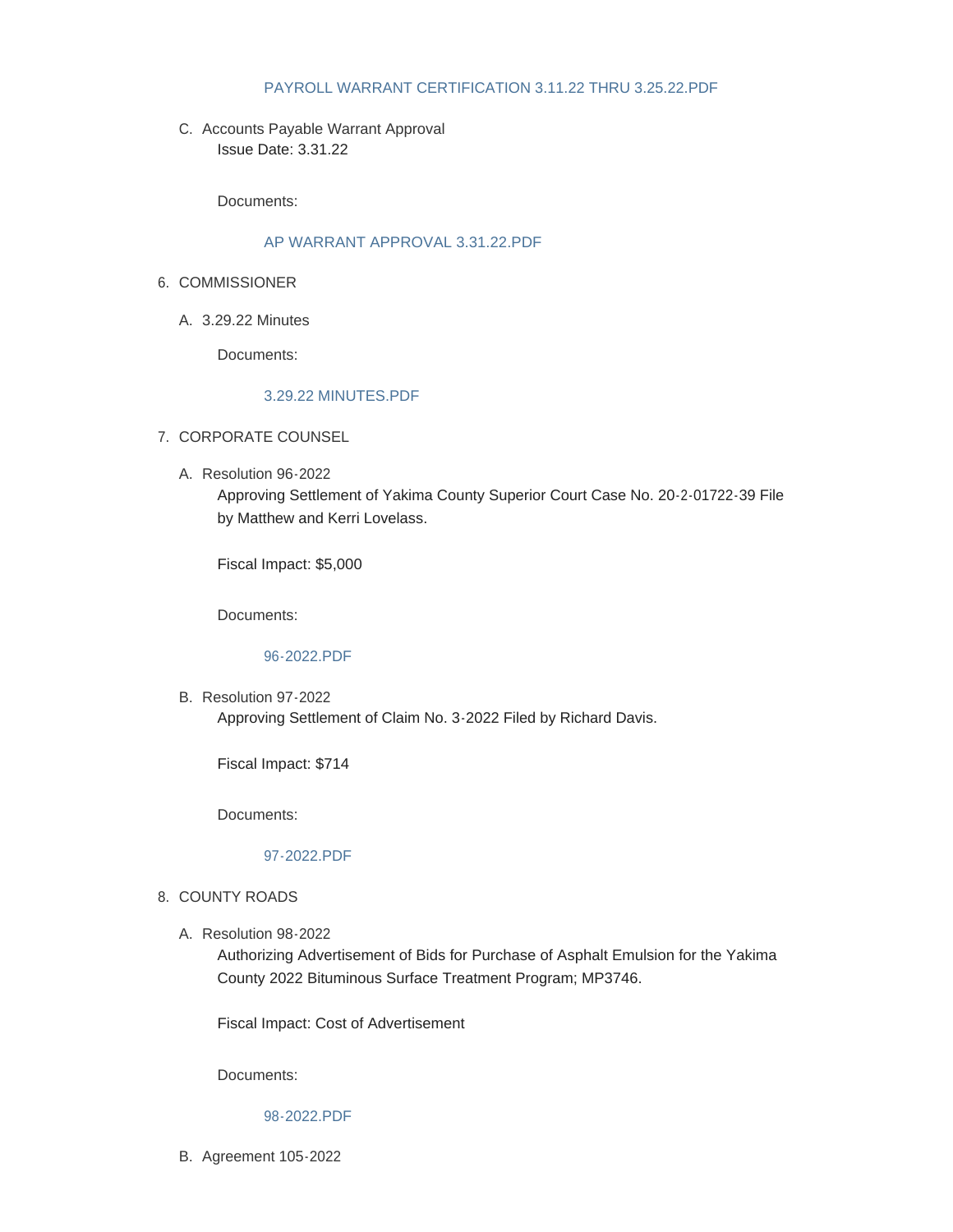PAYROLL WARRANT CERTIFICATION 3.11.22 THRU 3.25.22.PDF

C. Accounts Payable Warrant Approval
   Issue Date: 3.31.22

   Documents:

   AP WARRANT APPROVAL 3.31.22.PDF

6. COMMISSIONER

   A. 3.29.22 Minutes

   Documents:

   3.29.22 MINUTES.PDF

7. CORPORATE COUNSEL

   A. Resolution 96-2022
      Approving Settlement of Yakima County Superior Court Case No. 20-2-01722-39 File by Matthew and Kerri Lovelass.

      Fiscal Impact: $5,000

      Documents:

      96-2022.PDF

   B. Resolution 97-2022
      Approving Settlement of Claim No. 3-2022 Filed by Richard Davis.

      Fiscal Impact: $714

      Documents:

      97-2022.PDF

8. COUNTY ROADS

   A. Resolution 98-2022
      Authorizing Advertisement of Bids for Purchase of Asphalt Emulsion for the Yakima County 2022 Bituminous Surface Treatment Program; MP3746.

      Fiscal Impact: Cost of Advertisement

      Documents:

      98-2022.PDF

   B. Agreement 105-2022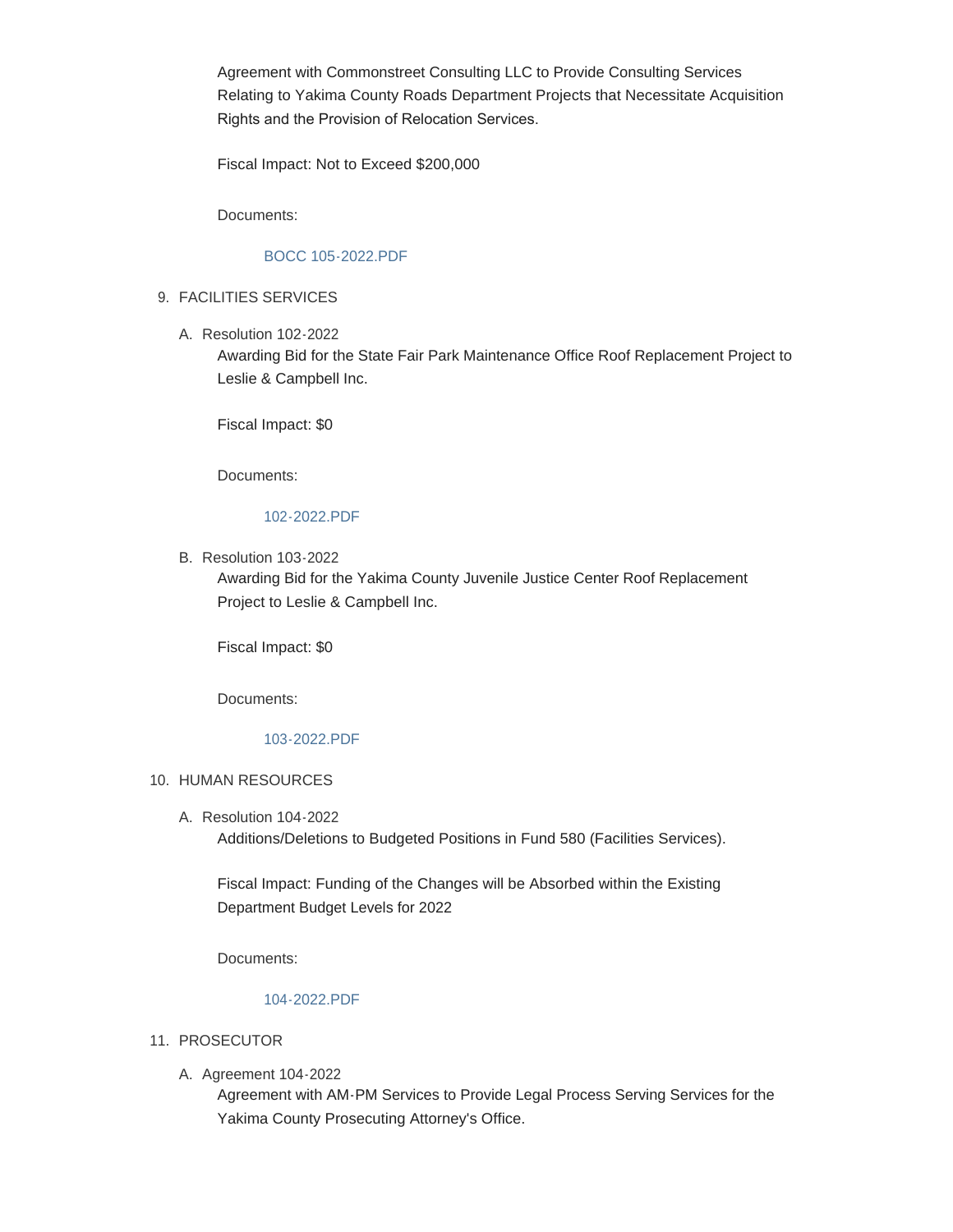Agreement with Commonstreet Consulting LLC to Provide Consulting Services Relating to Yakima County Roads Department Projects that Necessitate Acquisition Rights and the Provision of Relocation Services.

Fiscal Impact: Not to Exceed $200,000

Documents:

BOCC 105-2022.PDF

9. FACILITIES SERVICES

   A. Resolution 102-2022

      Awarding Bid for the State Fair Park Maintenance Office Roof Replacement Project to Leslie & Campbell Inc.

      Fiscal Impact: $0

      Documents:

      102-2022.PDF

   B. Resolution 103-2022

      Awarding Bid for the Yakima County Juvenile Justice Center Roof Replacement Project to Leslie & Campbell Inc.

      Fiscal Impact: $0

      Documents:

      103-2022.PDF

10. HUMAN RESOURCES

    A. Resolution 104-2022

       Additions/Deletions to Budgeted Positions in Fund 580 (Facilities Services).

       Fiscal Impact: Funding of the Changes will be Absorbed within the Existing Department Budget Levels for 2022

       Documents:

       104-2022.PDF

11. PROSECUTOR

    A. Agreement 104-2022

       Agreement with AM-PM Services to Provide Legal Process Serving Services for the Yakima County Prosecuting Attorney's Office.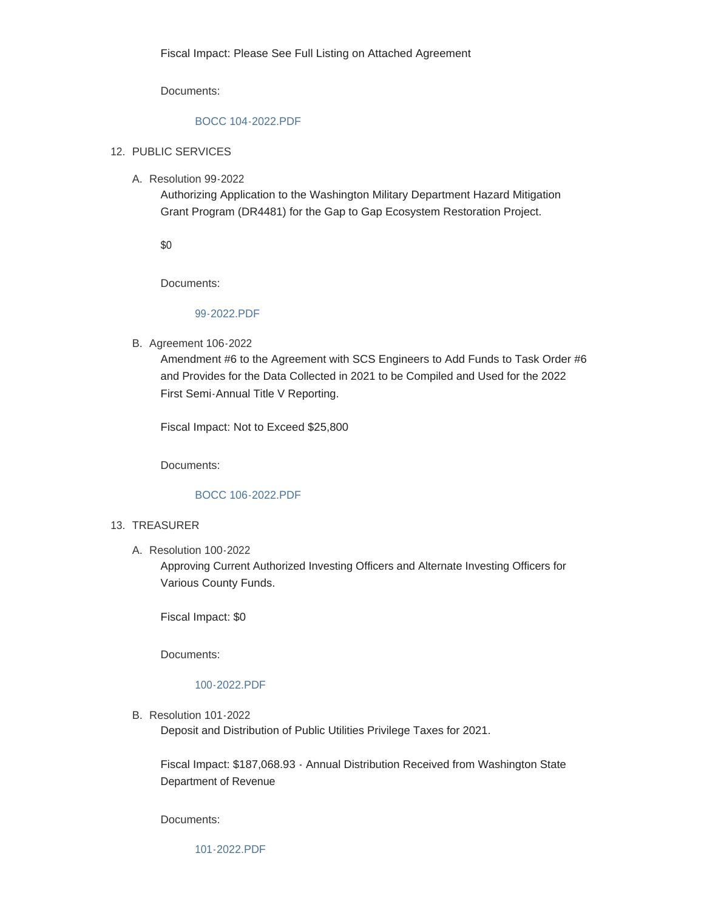Fiscal Impact: Please See Full Listing on Attached Agreement

Documents:

BOCC 104-2022.PDF

12. PUBLIC SERVICES

   A. Resolution 99-2022

      Authorizing Application to the Washington Military Department Hazard Mitigation Grant Program (DR4481) for the Gap to Gap Ecosystem Restoration Project.

      $0

      Documents:

      99-2022.PDF

   B. Agreement 106-2022

      Amendment #6 to the Agreement with SCS Engineers to Add Funds to Task Order #6 and Provides for the Data Collected in 2021 to be Compiled and Used for the 2022 First Semi-Annual Title V Reporting.

      Fiscal Impact: Not to Exceed $25,800

      Documents:

      BOCC 106-2022.PDF

13. TREASURER

   A. Resolution 100-2022

      Approving Current Authorized Investing Officers and Alternate Investing Officers for Various County Funds.

      Fiscal Impact: $0

      Documents:

      100-2022.PDF

   B. Resolution 101-2022

      Deposit and Distribution of Public Utilities Privilege Taxes for 2021.

      Fiscal Impact: $187,068.93 - Annual Distribution Received from Washington State Department of Revenue

      Documents:

      101-2022.PDF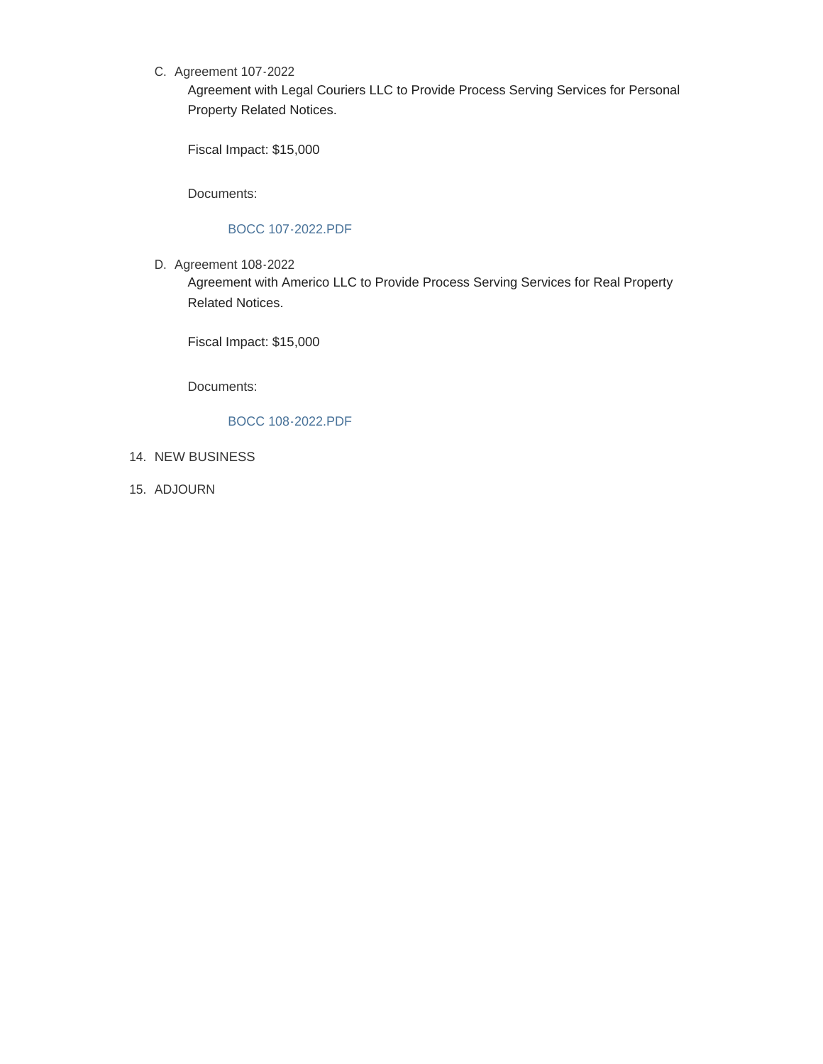C. Agreement 107-2022

   Agreement with Legal Couriers LLC to Provide Process Serving Services for Personal Property Related Notices.

   Fiscal Impact: $15,000

   Documents:

   BOCC 107-2022.PDF

D. Agreement 108-2022

   Agreement with Americo LLC to Provide Process Serving Services for Real Property Related Notices.

   Fiscal Impact: $15,000

   Documents:

   BOCC 108-2022.PDF

14. NEW BUSINESS

15. ADJOURN